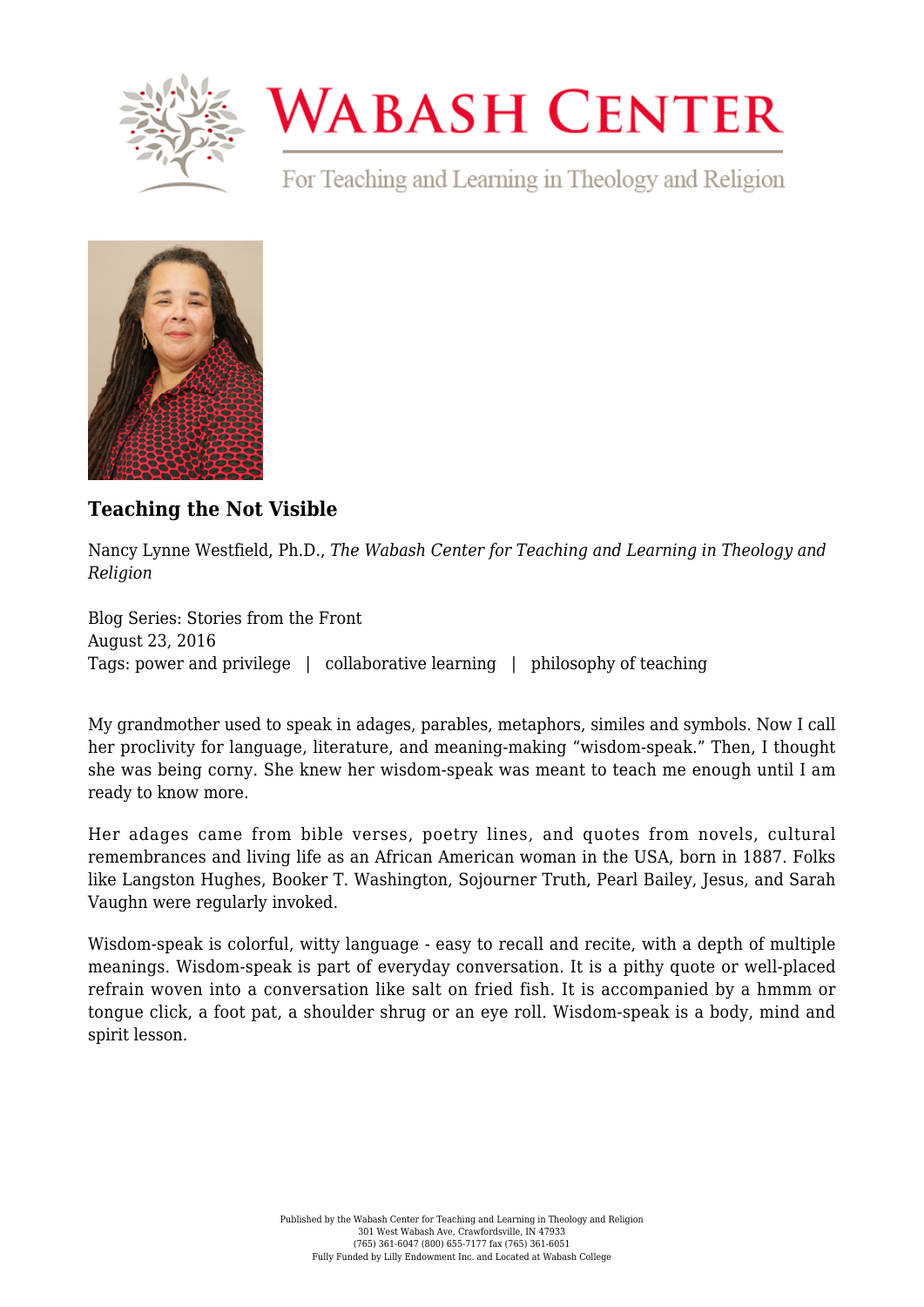# Wabash Center

For Teaching and Learning in Theology and Religion

### Teaching the Not Visible

Nancy Lynne Westfield, Ph.D., *The Wabash Center for Teaching and Learning in Theology and Religion*

Blog Series: Stories from the Front
August 23, 2016
Tags: power and privilege | collaborative learning | philosophy of teaching

My grandmother used to speak in adages, parables, metaphors, similes and symbols. Now I call her proclivity for language, literature, and meaning-making "wisdom-speak." Then, I thought she was being corny. She knew her wisdom-speak was meant to teach me enough until I am ready to know more.

Her adages came from bible verses, poetry lines, and quotes from novels, cultural remembrances and living life as an African American woman in the USA, born in 1887. Folks like Langston Hughes, Booker T. Washington, Sojourner Truth, Pearl Bailey, Jesus, and Sarah Vaughn were regularly invoked.

Wisdom-speak is colorful, witty language - easy to recall and recite, with a depth of multiple meanings. Wisdom-speak is part of everyday conversation. It is a pithy quote or well-placed refrain woven into a conversation like salt on fried fish. It is accompanied by a hmmm or tongue click, a foot pat, a shoulder shrug or an eye roll. Wisdom-speak is a body, mind and spirit lesson.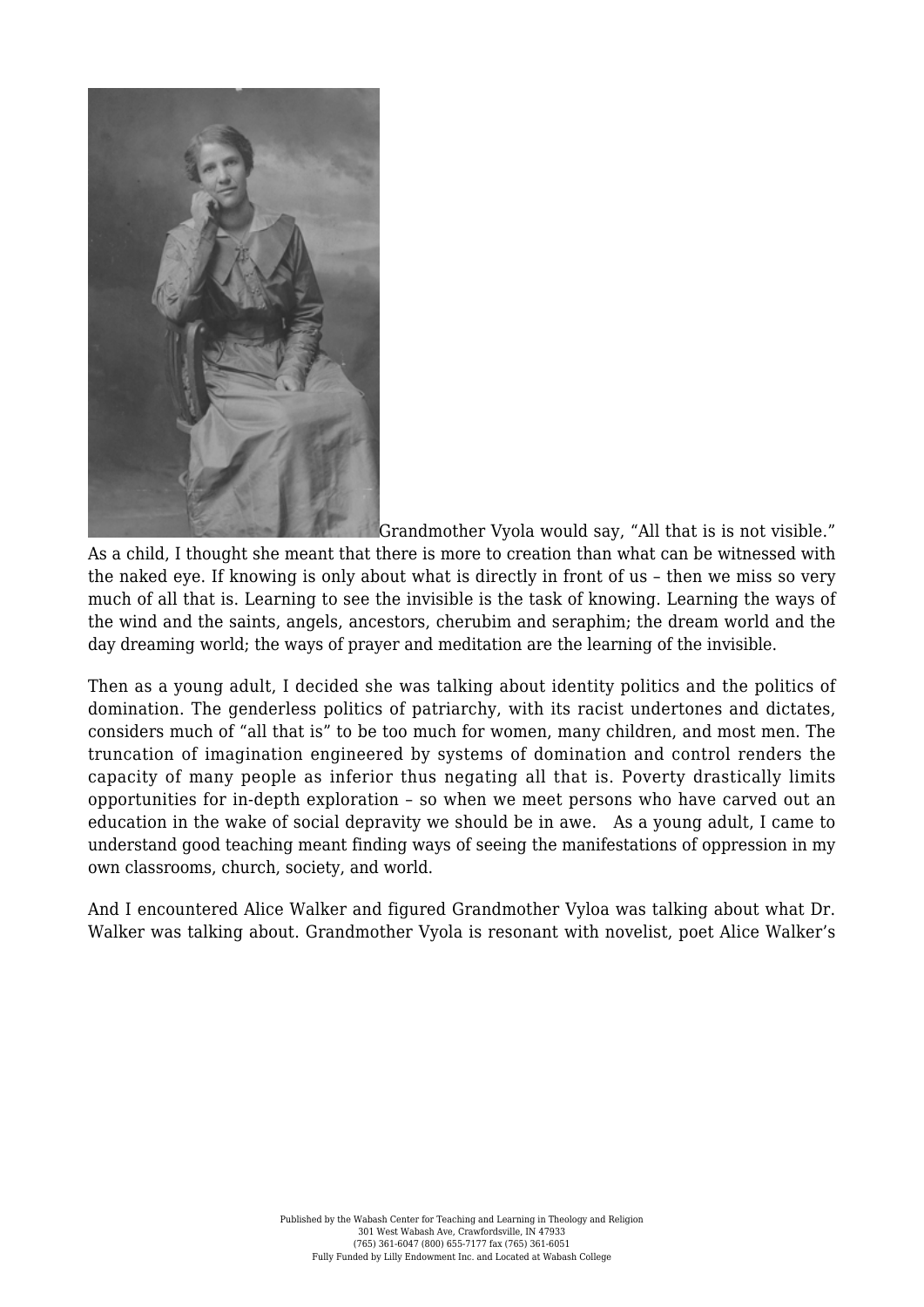Grandmother Vyola would say, "All that is is not visible." As a child, I thought she meant that there is more to creation than what can be witnessed with the naked eye. If knowing is only about what is directly in front of us – then we miss so very much of all that is. Learning to see the invisible is the task of knowing. Learning the ways of the wind and the saints, angels, ancestors, cherubim and seraphim; the dream world and the day dreaming world; the ways of prayer and meditation are the learning of the invisible.

Then as a young adult, I decided she was talking about identity politics and the politics of domination. The genderless politics of patriarchy, with its racist undertones and dictates, considers much of "all that is" to be too much for women, many children, and most men. The truncation of imagination engineered by systems of domination and control renders the capacity of many people as inferior thus negating all that is. Poverty drastically limits opportunities for in-depth exploration – so when we meet persons who have carved out an education in the wake of social depravity we should be in awe. As a young adult, I came to understand good teaching meant finding ways of seeing the manifestations of oppression in my own classrooms, church, society, and world.

And I encountered Alice Walker and figured Grandmother Vyloa was talking about what Dr. Walker was talking about. Grandmother Vyola is resonant with novelist, poet Alice Walker's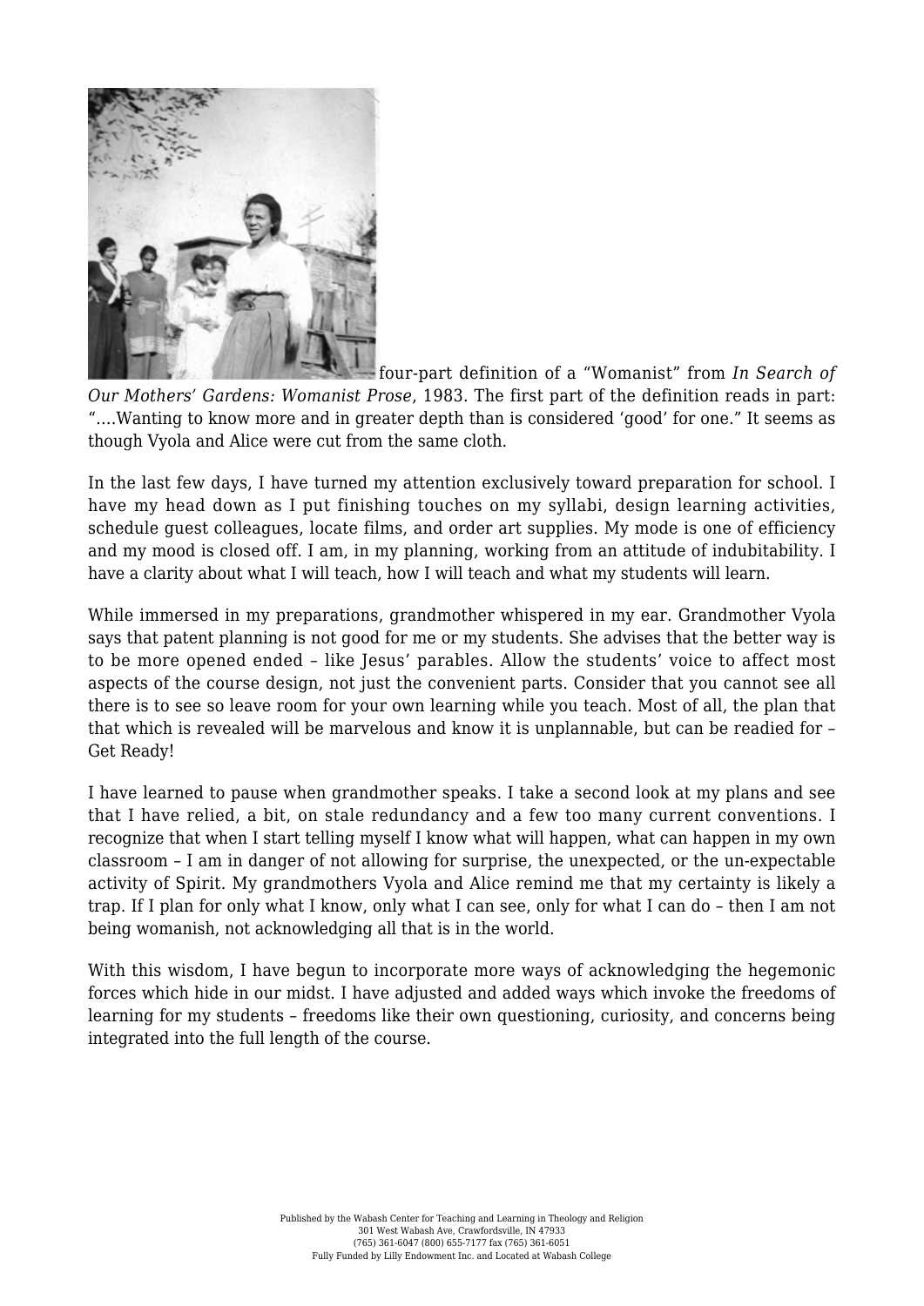four-part definition of a "Womanist" from *In Search of Our Mothers' Gardens: Womanist Prose*, 1983. The first part of the definition reads in part: "….Wanting to know more and in greater depth than is considered 'good' for one." It seems as though Vyola and Alice were cut from the same cloth.

In the last few days, I have turned my attention exclusively toward preparation for school. I have my head down as I put finishing touches on my syllabi, design learning activities, schedule guest colleagues, locate films, and order art supplies. My mode is one of efficiency and my mood is closed off. I am, in my planning, working from an attitude of indubitability. I have a clarity about what I will teach, how I will teach and what my students will learn.

While immersed in my preparations, grandmother whispered in my ear. Grandmother Vyola says that patent planning is not good for me or my students. She advises that the better way is to be more opened ended – like Jesus' parables. Allow the students' voice to affect most aspects of the course design, not just the convenient parts. Consider that you cannot see all there is to see so leave room for your own learning while you teach. Most of all, the plan that that which is revealed will be marvelous and know it is unplannable, but can be readied for – Get Ready!

I have learned to pause when grandmother speaks. I take a second look at my plans and see that I have relied, a bit, on stale redundancy and a few too many current conventions. I recognize that when I start telling myself I know what will happen, what can happen in my own classroom – I am in danger of not allowing for surprise, the unexpected, or the un-expectable activity of Spirit. My grandmothers Vyola and Alice remind me that my certainty is likely a trap. If I plan for only what I know, only what I can see, only for what I can do – then I am not being womanish, not acknowledging all that is in the world.

With this wisdom, I have begun to incorporate more ways of acknowledging the hegemonic forces which hide in our midst. I have adjusted and added ways which invoke the freedoms of learning for my students – freedoms like their own questioning, curiosity, and concerns being integrated into the full length of the course.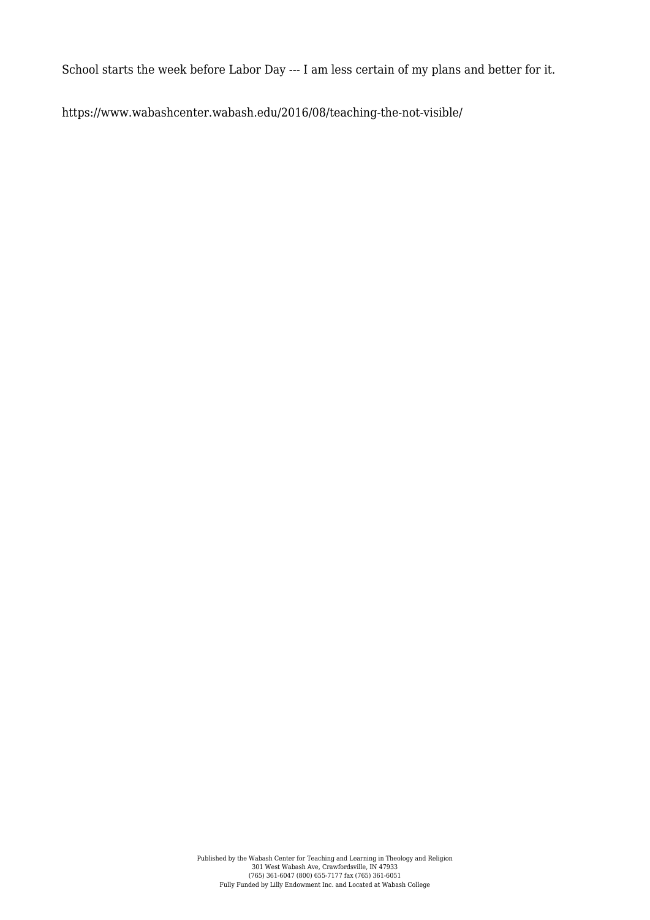School starts the week before Labor Day --- I am less certain of my plans and better for it.

https://www.wabashcenter.wabash.edu/2016/08/teaching-the-not-visible/